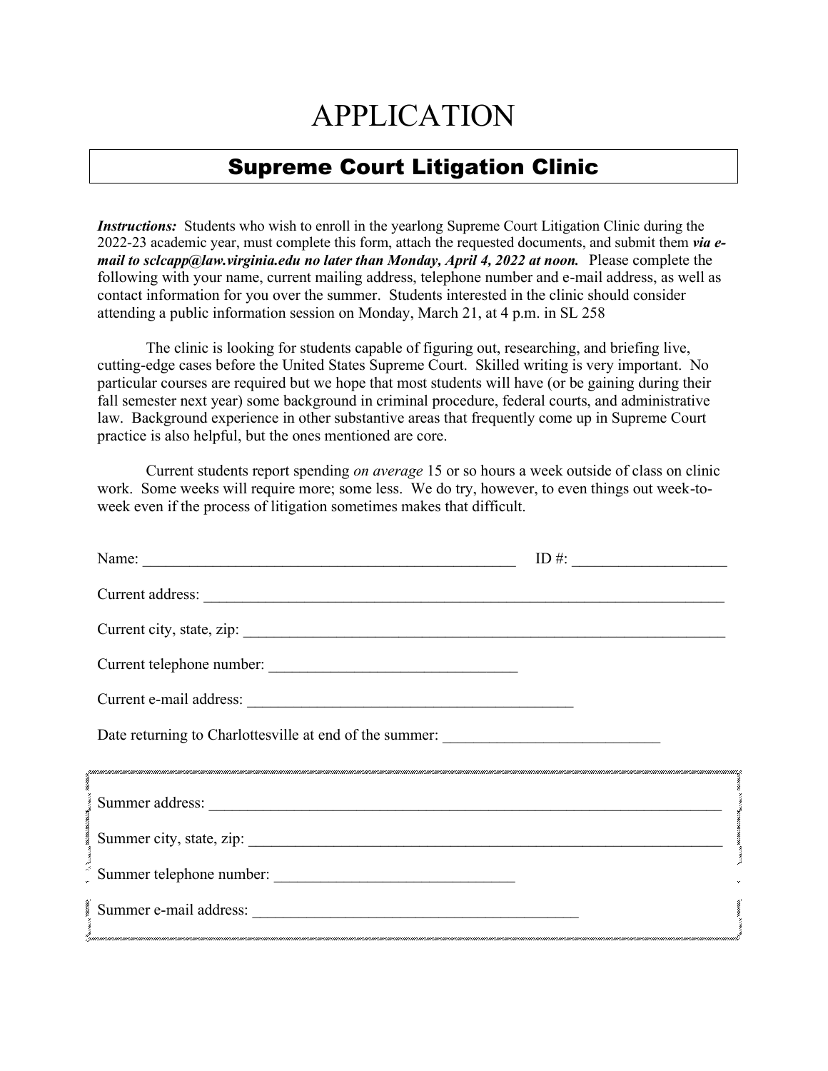# APPLICATION

## Supreme Court Litigation Clinic

***Instructions:*** Students who wish to enroll in the yearlong Supreme Court Litigation Clinic during the 2022-23 academic year, must complete this form, attach the requested documents, and submit them ***via e-mail to sclcapp@law.virginia.edu no later than Monday, April 4, 2022 at noon.*** Please complete the following with your name, current mailing address, telephone number and e-mail address, as well as contact information for you over the summer. Students interested in the clinic should consider attending a public information session on Monday, March 21, at 4 p.m. in SL 258

The clinic is looking for students capable of figuring out, researching, and briefing live, cutting-edge cases before the United States Supreme Court. Skilled writing is very important. No particular courses are required but we hope that most students will have (or be gaining during their fall semester next year) some background in criminal procedure, federal courts, and administrative law. Background experience in other substantive areas that frequently come up in Supreme Court practice is also helpful, but the ones mentioned are core.

Current students report spending *on average* 15 or so hours a week outside of class on clinic work. Some weeks will require more; some less. We do try, however, to even things out week-to-week even if the process of litigation sometimes makes that difficult.

Name: ______________________________________________ ID #: __________________

Current address: ______________________________________________________________

Current city, state, zip: _________________________________________________________

Current telephone number: ______________________________

Current e-mail address: ________________________________________

Date returning to Charlottesville at end of the summer: __________________________

---

Summer address: ______________________________________________________________

Summer city, state, zip: _________________________________________________________

Summer telephone number: ______________________________

Summer e-mail address: ________________________________________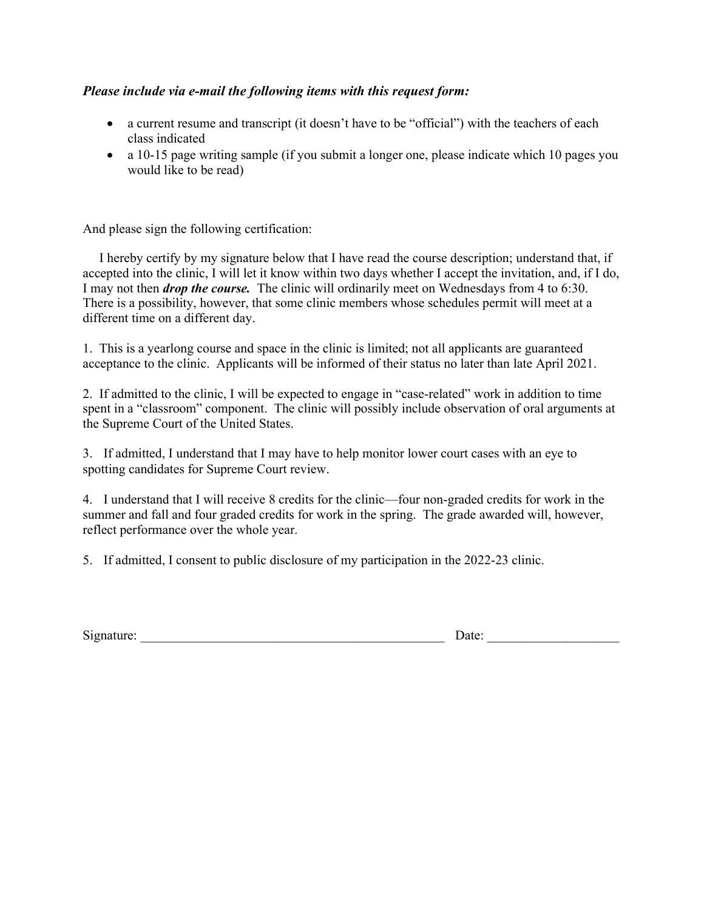***Please include via e-mail the following items with this request form:***

- a current resume and transcript (it doesn't have to be "official") with the teachers of each class indicated
- a 10-15 page writing sample (if you submit a longer one, please indicate which 10 pages you would like to be read)

And please sign the following certification:

I hereby certify by my signature below that I have read the course description; understand that, if accepted into the clinic, I will let it know within two days whether I accept the invitation, and, if I do, I may not then ***drop the course.*** The clinic will ordinarily meet on Wednesdays from 4 to 6:30. There is a possibility, however, that some clinic members whose schedules permit will meet at a different time on a different day.

1. This is a yearlong course and space in the clinic is limited; not all applicants are guaranteed acceptance to the clinic. Applicants will be informed of their status no later than late April 2021.

2. If admitted to the clinic, I will be expected to engage in "case-related" work in addition to time spent in a "classroom" component. The clinic will possibly include observation of oral arguments at the Supreme Court of the United States.

3. If admitted, I understand that I may have to help monitor lower court cases with an eye to spotting candidates for Supreme Court review.

4. I understand that I will receive 8 credits for the clinic—four non-graded credits for work in the summer and fall and four graded credits for work in the spring. The grade awarded will, however, reflect performance over the whole year.

5. If admitted, I consent to public disclosure of my participation in the 2022-23 clinic.

Signature: _______________________________________________ Date: ___________________